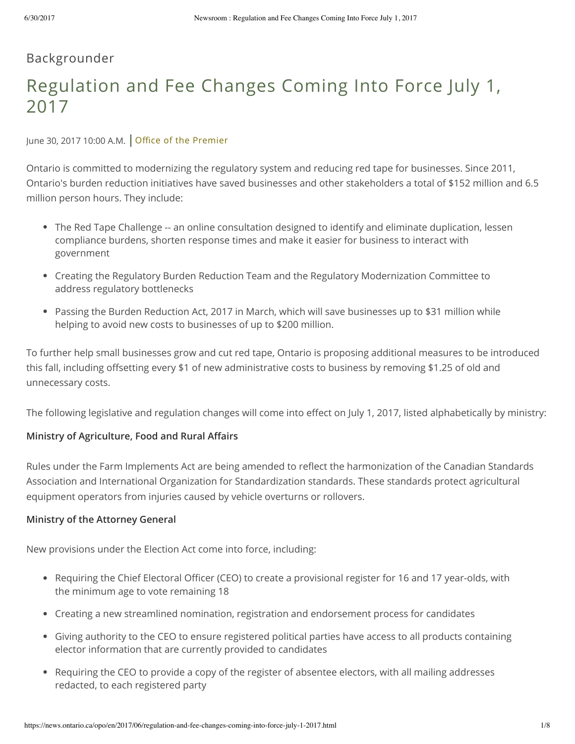Backgrounder

# Regulation and Fee Changes Coming Into Force July 1, 2017

June 30, 2017 10:00 A.M. | Office of the Premier

Ontario is committed to modernizing the regulatory system and reducing red tape for businesses. Since 2011, Ontario's burden reduction initiatives have saved businesses and other stakeholders a total of $152 million and 6.5 million person hours. They include:

- The Red Tape Challenge -- an online consultation designed to identify and eliminate duplication, lessen compliance burdens, shorten response times and make it easier for business to interact with government
- Creating the Regulatory Burden Reduction Team and the Regulatory Modernization Committee to address regulatory bottlenecks
- Passing the Burden Reduction Act, 2017 in March, which will save businesses up to $31 million while helping to avoid new costs to businesses of up to $200 million.

To further help small businesses grow and cut red tape, Ontario is proposing additional measures to be introduced this fall, including offsetting every $1 of new administrative costs to business by removing $1.25 of old and unnecessary costs.

The following legislative and regulation changes will come into effect on July 1, 2017, listed alphabetically by ministry:

**Ministry of Agriculture, Food and Rural Affairs**

Rules under the Farm Implements Act are being amended to reflect the harmonization of the Canadian Standards Association and International Organization for Standardization standards. These standards protect agricultural equipment operators from injuries caused by vehicle overturns or rollovers.

**Ministry of the Attorney General**

New provisions under the Election Act come into force, including:

- Requiring the Chief Electoral Officer (CEO) to create a provisional register for 16 and 17 year-olds, with the minimum age to vote remaining 18
- Creating a new streamlined nomination, registration and endorsement process for candidates
- Giving authority to the CEO to ensure registered political parties have access to all products containing elector information that are currently provided to candidates
- Requiring the CEO to provide a copy of the register of absentee electors, with all mailing addresses redacted, to each registered party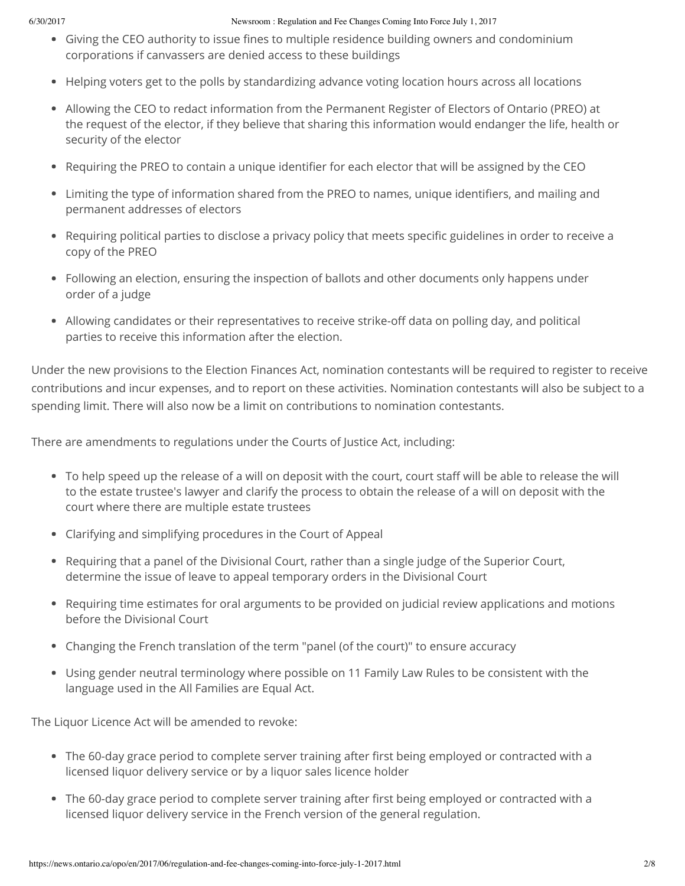- Giving the CEO authority to issue fines to multiple residence building owners and condominium corporations if canvassers are denied access to these buildings
- Helping voters get to the polls by standardizing advance voting location hours across all locations
- Allowing the CEO to redact information from the Permanent Register of Electors of Ontario (PREO) at the request of the elector, if they believe that sharing this information would endanger the life, health or security of the elector
- Requiring the PREO to contain a unique identifier for each elector that will be assigned by the CEO
- Limiting the type of information shared from the PREO to names, unique identifiers, and mailing and permanent addresses of electors
- Requiring political parties to disclose a privacy policy that meets specific guidelines in order to receive a copy of the PREO
- Following an election, ensuring the inspection of ballots and other documents only happens under order of a judge
- Allowing candidates or their representatives to receive strike-off data on polling day, and political parties to receive this information after the election.

Under the new provisions to the Election Finances Act, nomination contestants will be required to register to receive contributions and incur expenses, and to report on these activities. Nomination contestants will also be subject to a spending limit. There will also now be a limit on contributions to nomination contestants.

There are amendments to regulations under the Courts of Justice Act, including:

- To help speed up the release of a will on deposit with the court, court staff will be able to release the will to the estate trustee's lawyer and clarify the process to obtain the release of a will on deposit with the court where there are multiple estate trustees
- Clarifying and simplifying procedures in the Court of Appeal
- Requiring that a panel of the Divisional Court, rather than a single judge of the Superior Court, determine the issue of leave to appeal temporary orders in the Divisional Court
- Requiring time estimates for oral arguments to be provided on judicial review applications and motions before the Divisional Court
- Changing the French translation of the term "panel (of the court)" to ensure accuracy
- Using gender neutral terminology where possible on 11 Family Law Rules to be consistent with the language used in the All Families are Equal Act.

The Liquor Licence Act will be amended to revoke:

- The 60-day grace period to complete server training after first being employed or contracted with a licensed liquor delivery service or by a liquor sales licence holder
- The 60-day grace period to complete server training after first being employed or contracted with a licensed liquor delivery service in the French version of the general regulation.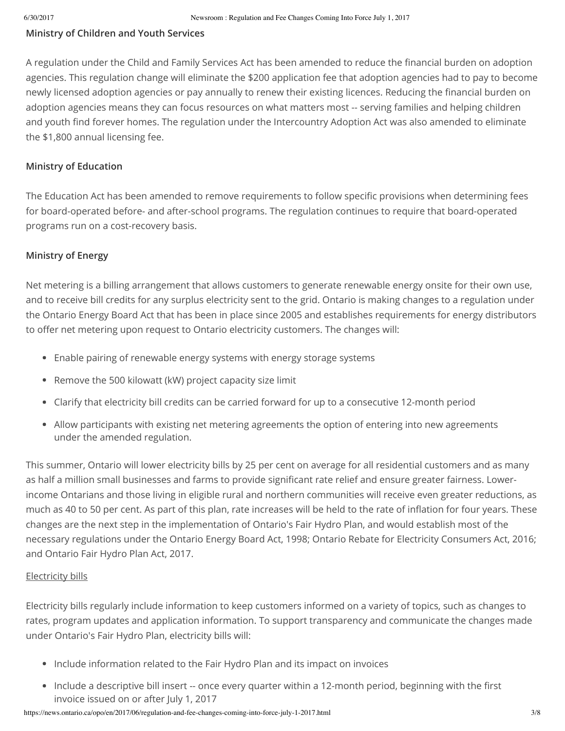**Ministry of Children and Youth Services**

A regulation under the Child and Family Services Act has been amended to reduce the financial burden on adoption agencies. This regulation change will eliminate the $200 application fee that adoption agencies had to pay to become newly licensed adoption agencies or pay annually to renew their existing licences. Reducing the financial burden on adoption agencies means they can focus resources on what matters most -- serving families and helping children and youth find forever homes. The regulation under the Intercountry Adoption Act was also amended to eliminate the $1,800 annual licensing fee.

**Ministry of Education**

The Education Act has been amended to remove requirements to follow specific provisions when determining fees for board-operated before- and after-school programs. The regulation continues to require that board-operated programs run on a cost-recovery basis.

**Ministry of Energy**

Net metering is a billing arrangement that allows customers to generate renewable energy onsite for their own use, and to receive bill credits for any surplus electricity sent to the grid. Ontario is making changes to a regulation under the Ontario Energy Board Act that has been in place since 2005 and establishes requirements for energy distributors to offer net metering upon request to Ontario electricity customers. The changes will:

- Enable pairing of renewable energy systems with energy storage systems
- Remove the 500 kilowatt (kW) project capacity size limit
- Clarify that electricity bill credits can be carried forward for up to a consecutive 12-month period
- Allow participants with existing net metering agreements the option of entering into new agreements under the amended regulation.

This summer, Ontario will lower electricity bills by 25 per cent on average for all residential customers and as many as half a million small businesses and farms to provide significant rate relief and ensure greater fairness. Lower-income Ontarians and those living in eligible rural and northern communities will receive even greater reductions, as much as 40 to 50 per cent. As part of this plan, rate increases will be held to the rate of inflation for four years. These changes are the next step in the implementation of Ontario's Fair Hydro Plan, and would establish most of the necessary regulations under the Ontario Energy Board Act, 1998; Ontario Rebate for Electricity Consumers Act, 2016; and Ontario Fair Hydro Plan Act, 2017.

Electricity bills

Electricity bills regularly include information to keep customers informed on a variety of topics, such as changes to rates, program updates and application information. To support transparency and communicate the changes made under Ontario's Fair Hydro Plan, electricity bills will:

- Include information related to the Fair Hydro Plan and its impact on invoices
- Include a descriptive bill insert -- once every quarter within a 12-month period, beginning with the first invoice issued on or after July 1, 2017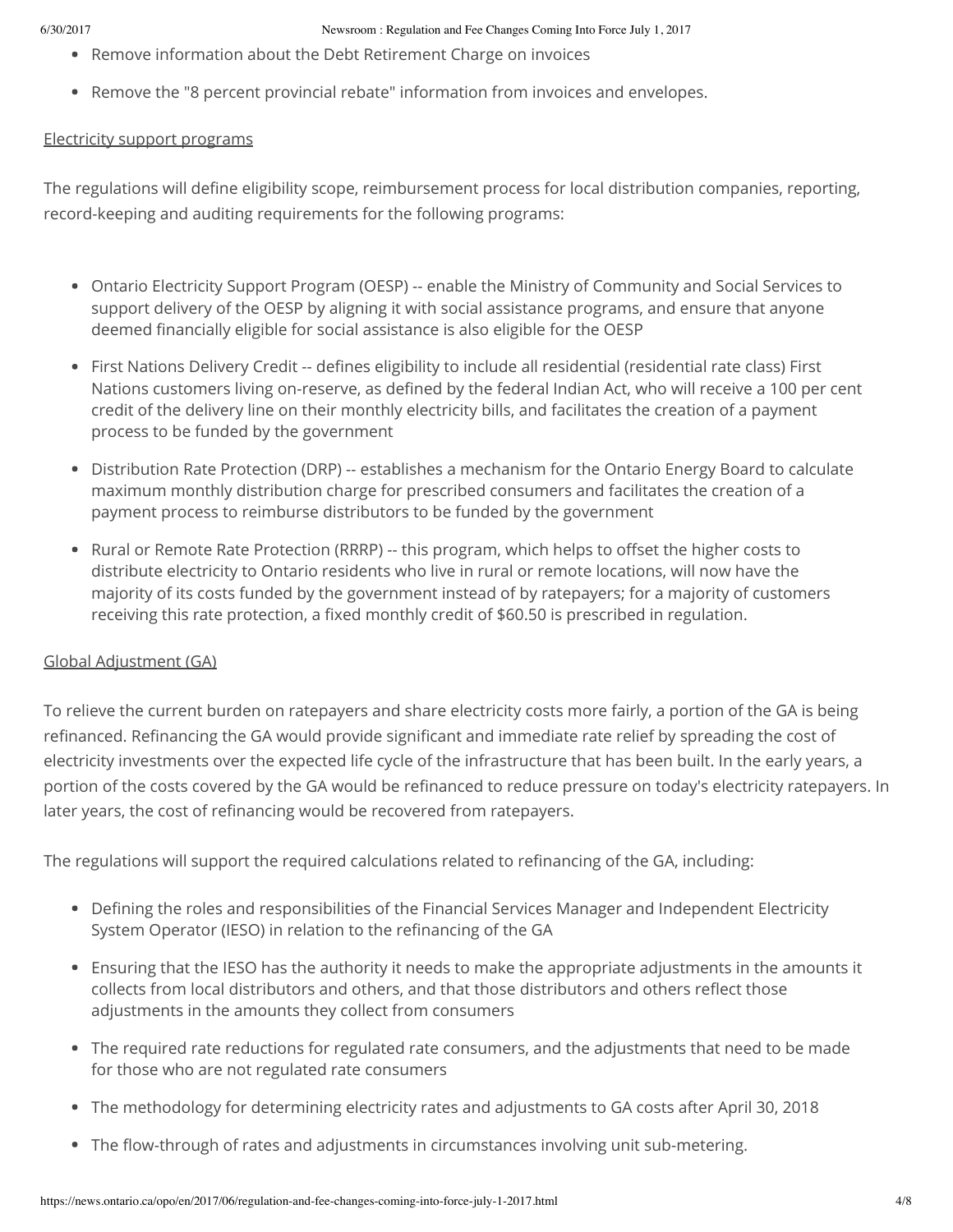- Remove information about the Debt Retirement Charge on invoices
- Remove the "8 percent provincial rebate" information from invoices and envelopes.

Electricity support programs

The regulations will define eligibility scope, reimbursement process for local distribution companies, reporting, record-keeping and auditing requirements for the following programs:

- Ontario Electricity Support Program (OESP) -- enable the Ministry of Community and Social Services to support delivery of the OESP by aligning it with social assistance programs, and ensure that anyone deemed financially eligible for social assistance is also eligible for the OESP
- First Nations Delivery Credit -- defines eligibility to include all residential (residential rate class) First Nations customers living on-reserve, as defined by the federal Indian Act, who will receive a 100 per cent credit of the delivery line on their monthly electricity bills, and facilitates the creation of a payment process to be funded by the government
- Distribution Rate Protection (DRP) -- establishes a mechanism for the Ontario Energy Board to calculate maximum monthly distribution charge for prescribed consumers and facilitates the creation of a payment process to reimburse distributors to be funded by the government
- Rural or Remote Rate Protection (RRRP) -- this program, which helps to offset the higher costs to distribute electricity to Ontario residents who live in rural or remote locations, will now have the majority of its costs funded by the government instead of by ratepayers; for a majority of customers receiving this rate protection, a fixed monthly credit of $60.50 is prescribed in regulation.

Global Adjustment (GA)

To relieve the current burden on ratepayers and share electricity costs more fairly, a portion of the GA is being refinanced. Refinancing the GA would provide significant and immediate rate relief by spreading the cost of electricity investments over the expected life cycle of the infrastructure that has been built. In the early years, a portion of the costs covered by the GA would be refinanced to reduce pressure on today's electricity ratepayers. In later years, the cost of refinancing would be recovered from ratepayers.

The regulations will support the required calculations related to refinancing of the GA, including:

- Defining the roles and responsibilities of the Financial Services Manager and Independent Electricity System Operator (IESO) in relation to the refinancing of the GA
- Ensuring that the IESO has the authority it needs to make the appropriate adjustments in the amounts it collects from local distributors and others, and that those distributors and others reflect those adjustments in the amounts they collect from consumers
- The required rate reductions for regulated rate consumers, and the adjustments that need to be made for those who are not regulated rate consumers
- The methodology for determining electricity rates and adjustments to GA costs after April 30, 2018
- The flow-through of rates and adjustments in circumstances involving unit sub-metering.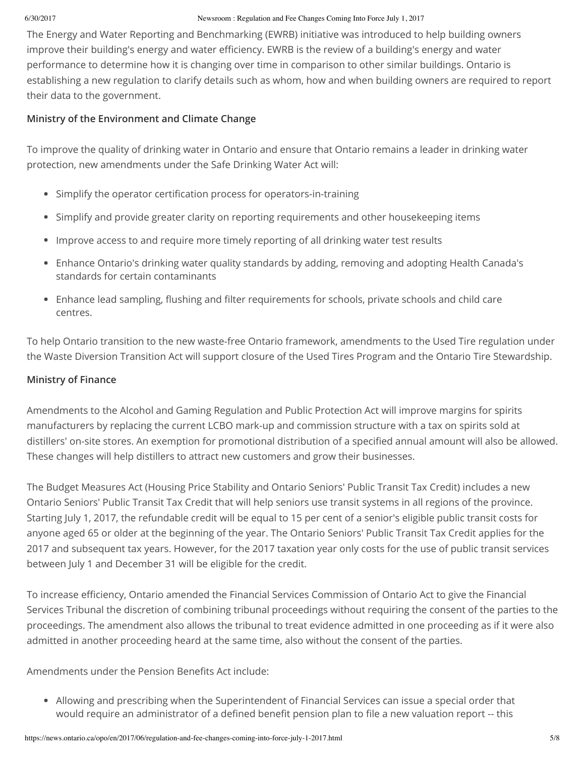The Energy and Water Reporting and Benchmarking (EWRB) initiative was introduced to help building owners improve their building's energy and water efficiency. EWRB is the review of a building's energy and water performance to determine how it is changing over time in comparison to other similar buildings. Ontario is establishing a new regulation to clarify details such as whom, how and when building owners are required to report their data to the government.

**Ministry of the Environment and Climate Change**

To improve the quality of drinking water in Ontario and ensure that Ontario remains a leader in drinking water protection, new amendments under the Safe Drinking Water Act will:

- Simplify the operator certification process for operators-in-training
- Simplify and provide greater clarity on reporting requirements and other housekeeping items
- Improve access to and require more timely reporting of all drinking water test results
- Enhance Ontario's drinking water quality standards by adding, removing and adopting Health Canada's standards for certain contaminants
- Enhance lead sampling, flushing and filter requirements for schools, private schools and child care centres.

To help Ontario transition to the new waste-free Ontario framework, amendments to the Used Tire regulation under the Waste Diversion Transition Act will support closure of the Used Tires Program and the Ontario Tire Stewardship.

**Ministry of Finance**

Amendments to the Alcohol and Gaming Regulation and Public Protection Act will improve margins for spirits manufacturers by replacing the current LCBO mark-up and commission structure with a tax on spirits sold at distillers' on-site stores. An exemption for promotional distribution of a specified annual amount will also be allowed. These changes will help distillers to attract new customers and grow their businesses.

The Budget Measures Act (Housing Price Stability and Ontario Seniors' Public Transit Tax Credit) includes a new Ontario Seniors' Public Transit Tax Credit that will help seniors use transit systems in all regions of the province. Starting July 1, 2017, the refundable credit will be equal to 15 per cent of a senior's eligible public transit costs for anyone aged 65 or older at the beginning of the year. The Ontario Seniors' Public Transit Tax Credit applies for the 2017 and subsequent tax years. However, for the 2017 taxation year only costs for the use of public transit services between July 1 and December 31 will be eligible for the credit.

To increase efficiency, Ontario amended the Financial Services Commission of Ontario Act to give the Financial Services Tribunal the discretion of combining tribunal proceedings without requiring the consent of the parties to the proceedings. The amendment also allows the tribunal to treat evidence admitted in one proceeding as if it were also admitted in another proceeding heard at the same time, also without the consent of the parties.

Amendments under the Pension Benefits Act include:

- Allowing and prescribing when the Superintendent of Financial Services can issue a special order that would require an administrator of a defined benefit pension plan to file a new valuation report -- this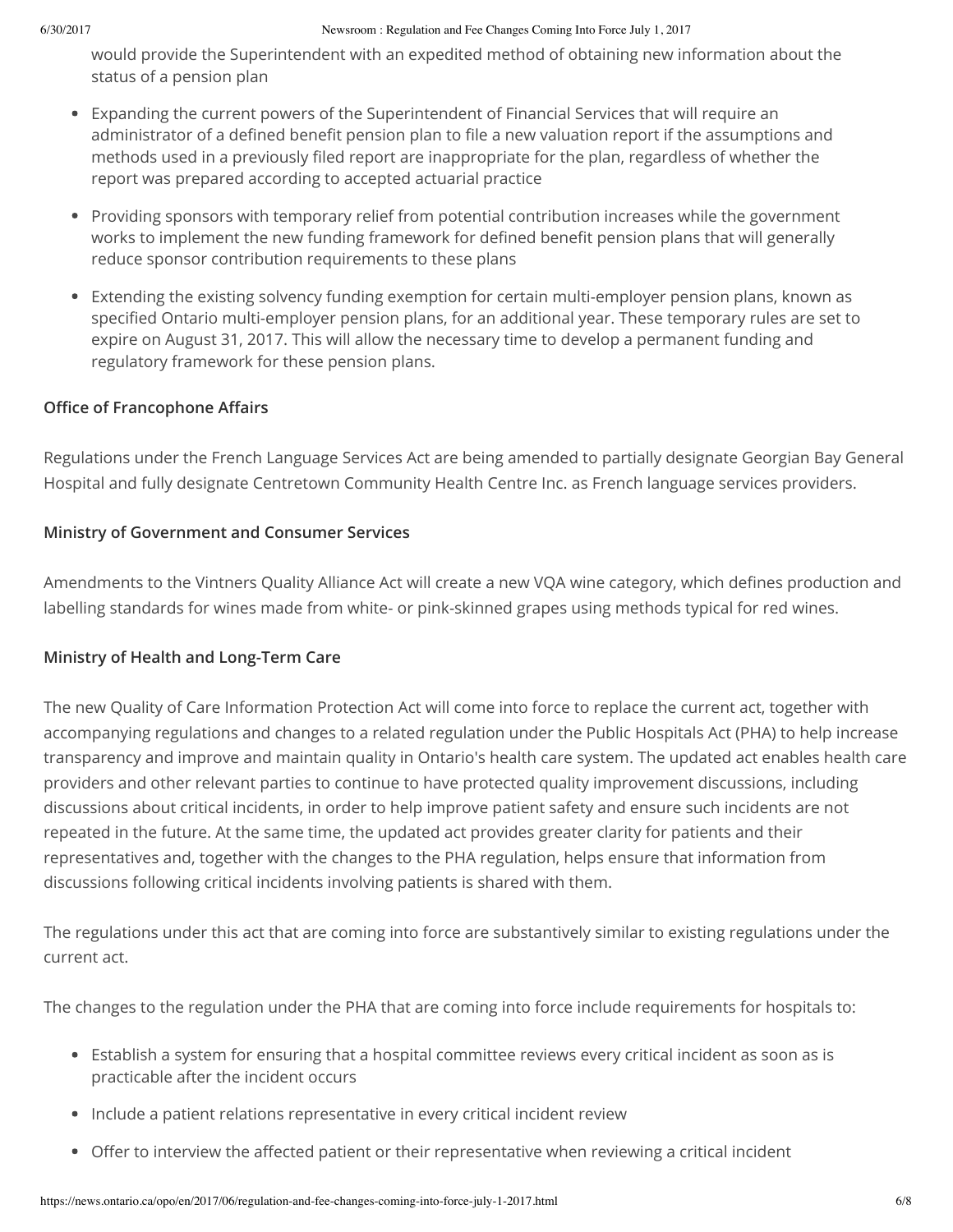would provide the Superintendent with an expedited method of obtaining new information about the status of a pension plan

- Expanding the current powers of the Superintendent of Financial Services that will require an administrator of a defined benefit pension plan to file a new valuation report if the assumptions and methods used in a previously filed report are inappropriate for the plan, regardless of whether the report was prepared according to accepted actuarial practice
- Providing sponsors with temporary relief from potential contribution increases while the government works to implement the new funding framework for defined benefit pension plans that will generally reduce sponsor contribution requirements to these plans
- Extending the existing solvency funding exemption for certain multi-employer pension plans, known as specified Ontario multi-employer pension plans, for an additional year. These temporary rules are set to expire on August 31, 2017. This will allow the necessary time to develop a permanent funding and regulatory framework for these pension plans.

**Office of Francophone Affairs**

Regulations under the French Language Services Act are being amended to partially designate Georgian Bay General Hospital and fully designate Centretown Community Health Centre Inc. as French language services providers.

**Ministry of Government and Consumer Services**

Amendments to the Vintners Quality Alliance Act will create a new VQA wine category, which defines production and labelling standards for wines made from white- or pink-skinned grapes using methods typical for red wines.

**Ministry of Health and Long-Term Care**

The new Quality of Care Information Protection Act will come into force to replace the current act, together with accompanying regulations and changes to a related regulation under the Public Hospitals Act (PHA) to help increase transparency and improve and maintain quality in Ontario's health care system. The updated act enables health care providers and other relevant parties to continue to have protected quality improvement discussions, including discussions about critical incidents, in order to help improve patient safety and ensure such incidents are not repeated in the future. At the same time, the updated act provides greater clarity for patients and their representatives and, together with the changes to the PHA regulation, helps ensure that information from discussions following critical incidents involving patients is shared with them.

The regulations under this act that are coming into force are substantively similar to existing regulations under the current act.

The changes to the regulation under the PHA that are coming into force include requirements for hospitals to:

- Establish a system for ensuring that a hospital committee reviews every critical incident as soon as is practicable after the incident occurs
- Include a patient relations representative in every critical incident review
- Offer to interview the affected patient or their representative when reviewing a critical incident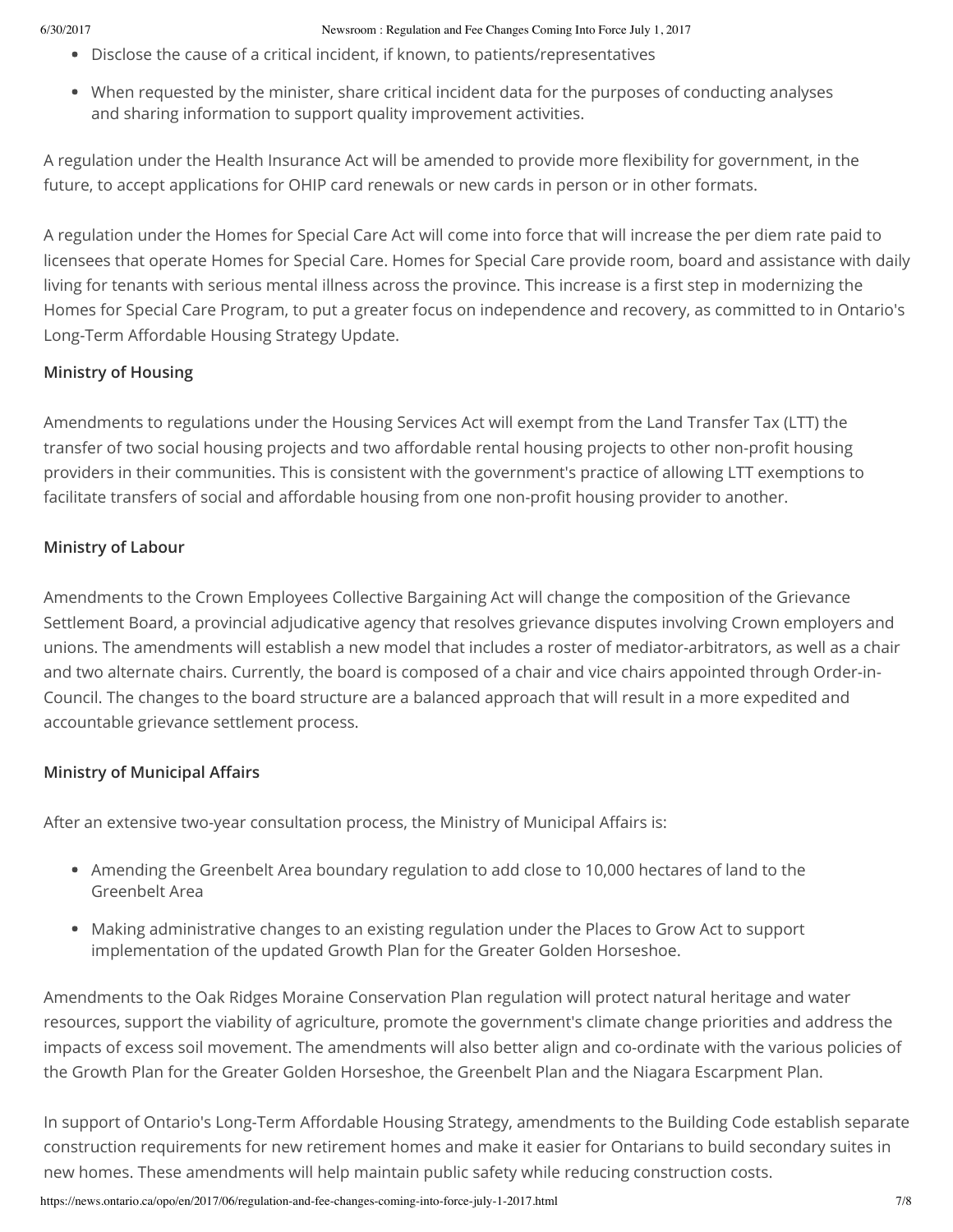- Disclose the cause of a critical incident, if known, to patients/representatives
- When requested by the minister, share critical incident data for the purposes of conducting analyses and sharing information to support quality improvement activities.

A regulation under the Health Insurance Act will be amended to provide more flexibility for government, in the future, to accept applications for OHIP card renewals or new cards in person or in other formats.

A regulation under the Homes for Special Care Act will come into force that will increase the per diem rate paid to licensees that operate Homes for Special Care. Homes for Special Care provide room, board and assistance with daily living for tenants with serious mental illness across the province. This increase is a first step in modernizing the Homes for Special Care Program, to put a greater focus on independence and recovery, as committed to in Ontario's Long-Term Affordable Housing Strategy Update.

**Ministry of Housing**

Amendments to regulations under the Housing Services Act will exempt from the Land Transfer Tax (LTT) the transfer of two social housing projects and two affordable rental housing projects to other non-profit housing providers in their communities. This is consistent with the government's practice of allowing LTT exemptions to facilitate transfers of social and affordable housing from one non-profit housing provider to another.

**Ministry of Labour**

Amendments to the Crown Employees Collective Bargaining Act will change the composition of the Grievance Settlement Board, a provincial adjudicative agency that resolves grievance disputes involving Crown employers and unions. The amendments will establish a new model that includes a roster of mediator-arbitrators, as well as a chair and two alternate chairs. Currently, the board is composed of a chair and vice chairs appointed through Order-in-Council. The changes to the board structure are a balanced approach that will result in a more expedited and accountable grievance settlement process.

**Ministry of Municipal Affairs**

After an extensive two-year consultation process, the Ministry of Municipal Affairs is:

- Amending the Greenbelt Area boundary regulation to add close to 10,000 hectares of land to the Greenbelt Area
- Making administrative changes to an existing regulation under the Places to Grow Act to support implementation of the updated Growth Plan for the Greater Golden Horseshoe.

Amendments to the Oak Ridges Moraine Conservation Plan regulation will protect natural heritage and water resources, support the viability of agriculture, promote the government's climate change priorities and address the impacts of excess soil movement. The amendments will also better align and co-ordinate with the various policies of the Growth Plan for the Greater Golden Horseshoe, the Greenbelt Plan and the Niagara Escarpment Plan.

In support of Ontario's Long-Term Affordable Housing Strategy, amendments to the Building Code establish separate construction requirements for new retirement homes and make it easier for Ontarians to build secondary suites in new homes. These amendments will help maintain public safety while reducing construction costs.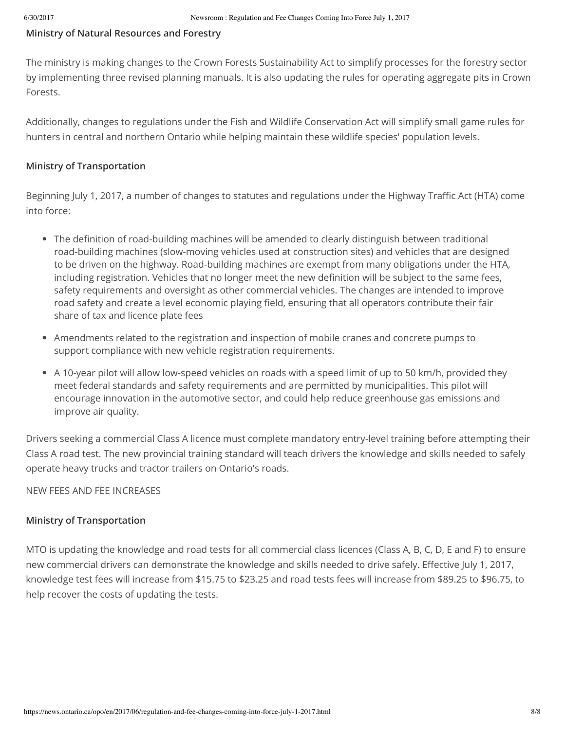**Ministry of Natural Resources and Forestry**

The ministry is making changes to the Crown Forests Sustainability Act to simplify processes for the forestry sector by implementing three revised planning manuals. It is also updating the rules for operating aggregate pits in Crown Forests.

Additionally, changes to regulations under the Fish and Wildlife Conservation Act will simplify small game rules for hunters in central and northern Ontario while helping maintain these wildlife species' population levels.

**Ministry of Transportation**

Beginning July 1, 2017, a number of changes to statutes and regulations under the Highway Traffic Act (HTA) come into force:

- The definition of road-building machines will be amended to clearly distinguish between traditional road-building machines (slow-moving vehicles used at construction sites) and vehicles that are designed to be driven on the highway. Road-building machines are exempt from many obligations under the HTA, including registration. Vehicles that no longer meet the new definition will be subject to the same fees, safety requirements and oversight as other commercial vehicles. The changes are intended to improve road safety and create a level economic playing field, ensuring that all operators contribute their fair share of tax and licence plate fees
- Amendments related to the registration and inspection of mobile cranes and concrete pumps to support compliance with new vehicle registration requirements.
- A 10-year pilot will allow low-speed vehicles on roads with a speed limit of up to 50 km/h, provided they meet federal standards and safety requirements and are permitted by municipalities. This pilot will encourage innovation in the automotive sector, and could help reduce greenhouse gas emissions and improve air quality.

Drivers seeking a commercial Class A licence must complete mandatory entry-level training before attempting their Class A road test. The new provincial training standard will teach drivers the knowledge and skills needed to safely operate heavy trucks and tractor trailers on Ontario's roads.

NEW FEES AND FEE INCREASES

**Ministry of Transportation**

MTO is updating the knowledge and road tests for all commercial class licences (Class A, B, C, D, E and F) to ensure new commercial drivers can demonstrate the knowledge and skills needed to drive safely. Effective July 1, 2017, knowledge test fees will increase from $15.75 to $23.25 and road tests fees will increase from $89.25 to $96.75, to help recover the costs of updating the tests.